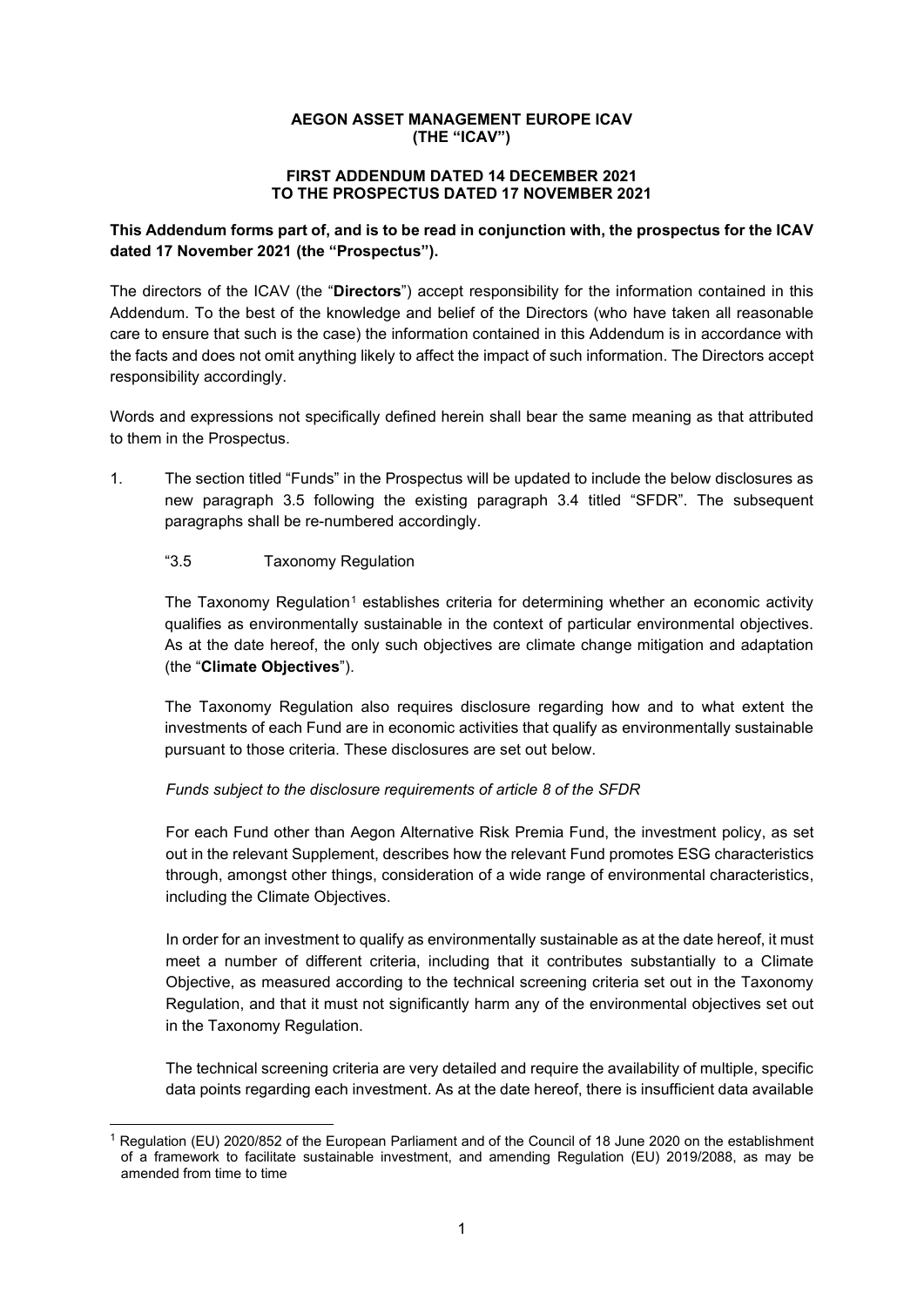**AEGON ASSET MANAGEMENT EUROPE ICAV**
**(THE "ICAV")**

**FIRST ADDENDUM DATED 14 DECEMBER 2021**
**TO THE PROSPECTUS DATED 17 NOVEMBER 2021**

**This Addendum forms part of, and is to be read in conjunction with, the prospectus for the ICAV dated 17 November 2021 (the "Prospectus").**

The directors of the ICAV (the "**Directors**") accept responsibility for the information contained in this Addendum. To the best of the knowledge and belief of the Directors (who have taken all reasonable care to ensure that such is the case) the information contained in this Addendum is in accordance with the facts and does not omit anything likely to affect the impact of such information. The Directors accept responsibility accordingly.

Words and expressions not specifically defined herein shall bear the same meaning as that attributed to them in the Prospectus.

1. The section titled "Funds" in the Prospectus will be updated to include the below disclosures as new paragraph 3.5 following the existing paragraph 3.4 titled "SFDR". The subsequent paragraphs shall be re-numbered accordingly.

   "3.5 Taxonomy Regulation

   The Taxonomy Regulation[1] establishes criteria for determining whether an economic activity qualifies as environmentally sustainable in the context of particular environmental objectives. As at the date hereof, the only such objectives are climate change mitigation and adaptation (the "**Climate Objectives**").

   The Taxonomy Regulation also requires disclosure regarding how and to what extent the investments of each Fund are in economic activities that qualify as environmentally sustainable pursuant to those criteria. These disclosures are set out below.

   *Funds subject to the disclosure requirements of article 8 of the SFDR*

   For each Fund other than Aegon Alternative Risk Premia Fund, the investment policy, as set out in the relevant Supplement, describes how the relevant Fund promotes ESG characteristics through, amongst other things, consideration of a wide range of environmental characteristics, including the Climate Objectives.

   In order for an investment to qualify as environmentally sustainable as at the date hereof, it must meet a number of different criteria, including that it contributes substantially to a Climate Objective, as measured according to the technical screening criteria set out in the Taxonomy Regulation, and that it must not significantly harm any of the environmental objectives set out in the Taxonomy Regulation.

   The technical screening criteria are very detailed and require the availability of multiple, specific data points regarding each investment. As at the date hereof, there is insufficient data available

[1] Regulation (EU) 2020/852 of the European Parliament and of the Council of 18 June 2020 on the establishment of a framework to facilitate sustainable investment, and amending Regulation (EU) 2019/2088, as may be amended from time to time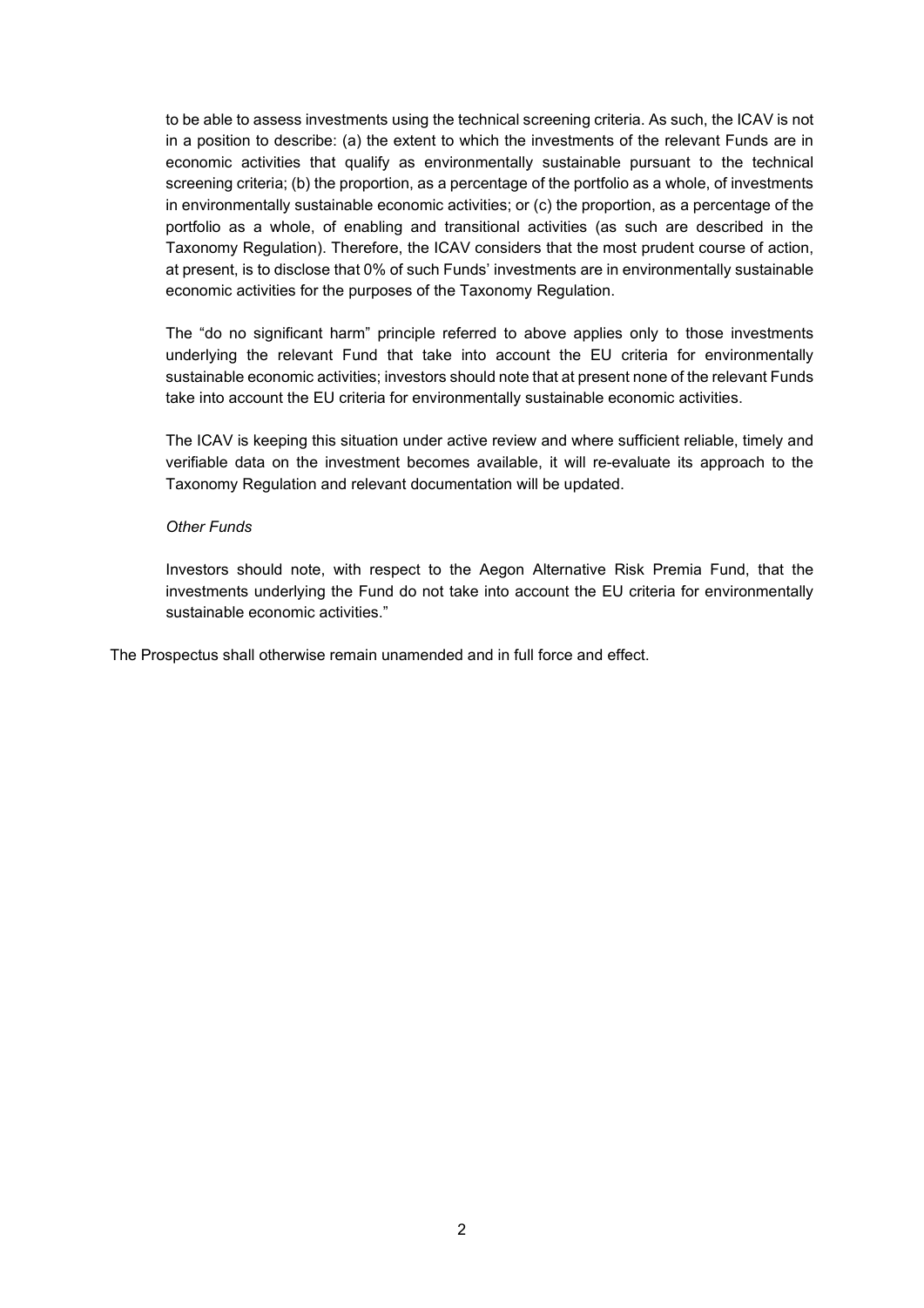to be able to assess investments using the technical screening criteria. As such, the ICAV is not in a position to describe: (a) the extent to which the investments of the relevant Funds are in economic activities that qualify as environmentally sustainable pursuant to the technical screening criteria; (b) the proportion, as a percentage of the portfolio as a whole, of investments in environmentally sustainable economic activities; or (c) the proportion, as a percentage of the portfolio as a whole, of enabling and transitional activities (as such are described in the Taxonomy Regulation). Therefore, the ICAV considers that the most prudent course of action, at present, is to disclose that 0% of such Funds' investments are in environmentally sustainable economic activities for the purposes of the Taxonomy Regulation.

The "do no significant harm" principle referred to above applies only to those investments underlying the relevant Fund that take into account the EU criteria for environmentally sustainable economic activities; investors should note that at present none of the relevant Funds take into account the EU criteria for environmentally sustainable economic activities.

The ICAV is keeping this situation under active review and where sufficient reliable, timely and verifiable data on the investment becomes available, it will re-evaluate its approach to the Taxonomy Regulation and relevant documentation will be updated.

*Other Funds*

Investors should note, with respect to the Aegon Alternative Risk Premia Fund, that the investments underlying the Fund do not take into account the EU criteria for environmentally sustainable economic activities."

The Prospectus shall otherwise remain unamended and in full force and effect.